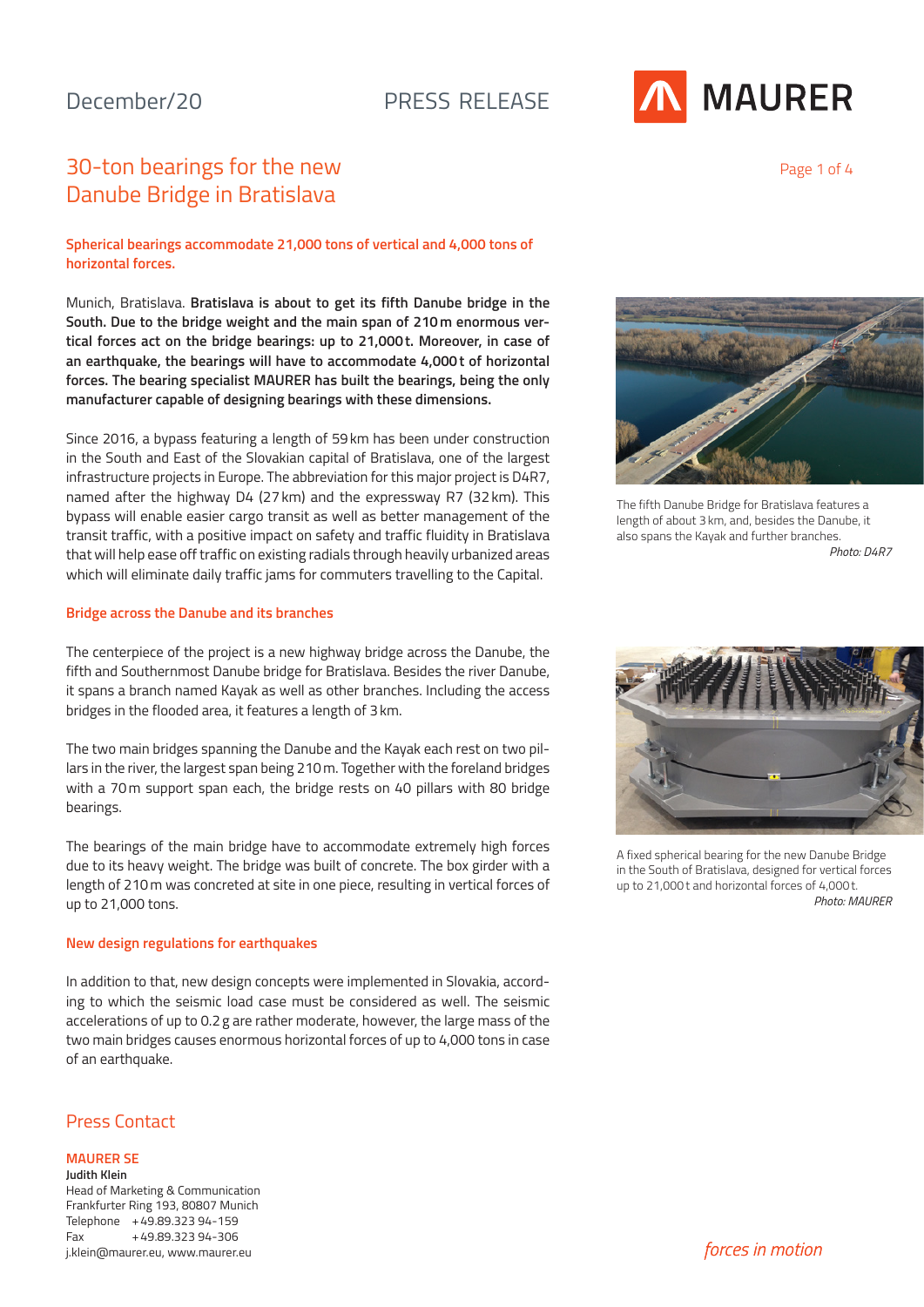December/20 PRESS RELEASE

# 30-ton bearings for the new Danube Bridge in Bratislava

**Spherical bearings accommodate 21,000 tons of vertical and 4,000 tons of horizontal forces.**

Munich, Bratislava. **Bratislava is about to get its fifth Danube bridge in the South. Due to the bridge weight and the main span of 210 m enormous vertical forces act on the bridge bearings: up to 21,000 t. Moreover, in case of an earthquake, the bearings will have to accommodate 4,000 t of horizontal forces. The bearing specialist MAURER has built the bearings, being the only manufacturer capable of designing bearings with these dimensions.**

Since 2016, a bypass featuring a length of 59 km has been under construction in the South and East of the Slovakian capital of Bratislava, one of the largest infrastructure projects in Europe. The abbreviation for this major project is D4R7, named after the highway D4 (27 km) and the expressway R7 (32 km). This bypass will enable easier cargo transit as well as better management of the transit traffic, with a positive impact on safety and traffic fluidity in Bratislava that will help ease off traffic on existing radials through heavily urbanized areas which will eliminate daily traffic jams for commuters travelling to the Capital.

The fifth Danube Bridge for Bratislava features a length of about 3 km, and, besides the Danube, it also spans the Kayak and further branches.
*Photo: D4R7*

## Bridge across the Danube and its branches

The centerpiece of the project is a new highway bridge across the Danube, the fifth and Southernmost Danube bridge for Bratislava. Besides the river Danube, it spans a branch named Kayak as well as other branches. Including the access bridges in the flooded area, it features a length of 3 km.

The two main bridges spanning the Danube and the Kayak each rest on two pillars in the river, the largest span being 210 m. Together with the foreland bridges with a 70 m support span each, the bridge rests on 40 pillars with 80 bridge bearings.

The bearings of the main bridge have to accommodate extremely high forces due to its heavy weight. The bridge was built of concrete. The box girder with a length of 210 m was concreted at site in one piece, resulting in vertical forces of up to 21,000 tons.

A fixed spherical bearing for the new Danube Bridge in the South of Bratislava, designed for vertical forces up to 21,000 t and horizontal forces of 4,000 t.
*Photo: MAURER*

## New design regulations for earthquakes

In addition to that, new design concepts were implemented in Slovakia, according to which the seismic load case must be considered as well. The seismic accelerations of up to 0.2 g are rather moderate, however, the large mass of the two main bridges causes enormous horizontal forces of up to 4,000 tons in case of an earthquake.

## Press Contact

**MAURER SE**
**Judith Klein**
Head of Marketing & Communication
Frankfurter Ring 193, 80807 Munich
Telephone +49.89.323 94-159
Fax +49.89.323 94-306
j.klein@maurer.eu, www.maurer.eu

*forces in motion*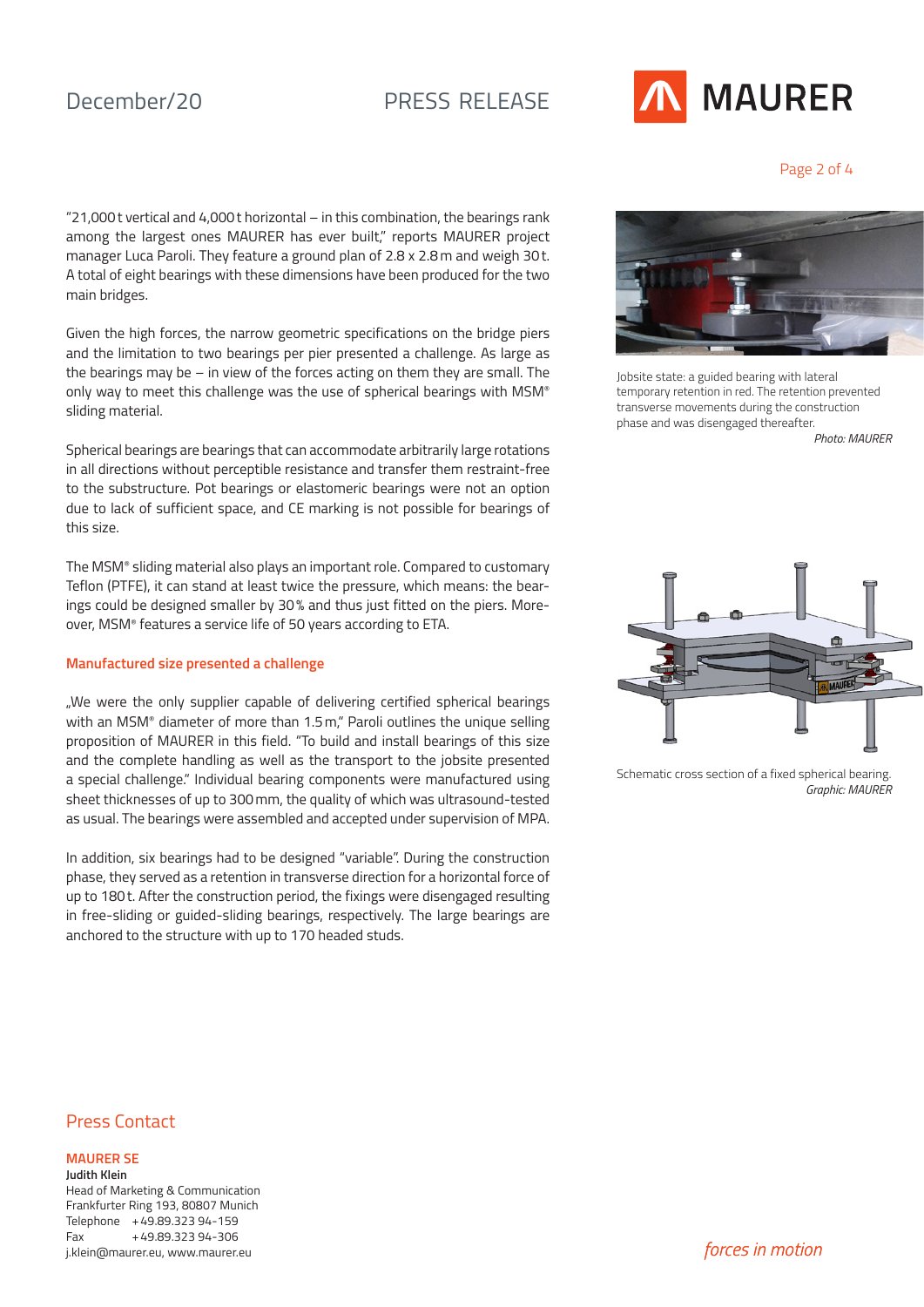"21,000 t vertical and 4,000 t horizontal – in this combination, the bearings rank among the largest ones MAURER has ever built," reports MAURER project manager Luca Paroli. They feature a ground plan of 2.8 x 2.8 m and weigh 30 t. A total of eight bearings with these dimensions have been produced for the two main bridges.

Given the high forces, the narrow geometric specifications on the bridge piers and the limitation to two bearings per pier presented a challenge. As large as the bearings may be – in view of the forces acting on them they are small. The only way to meet this challenge was the use of spherical bearings with MSM® sliding material.

Spherical bearings are bearings that can accommodate arbitrarily large rotations in all directions without perceptible resistance and transfer them restraint-free to the substructure. Pot bearings or elastomeric bearings were not an option due to lack of sufficient space, and CE marking is not possible for bearings of this size.

The MSM® sliding material also plays an important role. Compared to customary Teflon (PTFE), it can stand at least twice the pressure, which means: the bearings could be designed smaller by 30 % and thus just fitted on the piers. Moreover, MSM® features a service life of 50 years according to ETA.

## Manufactured size presented a challenge

„We were the only supplier capable of delivering certified spherical bearings with an MSM® diameter of more than 1.5 m," Paroli outlines the unique selling proposition of MAURER in this field. "To build and install bearings of this size and the complete handling as well as the transport to the jobsite presented a special challenge." Individual bearing components were manufactured using sheet thicknesses of up to 300 mm, the quality of which was ultrasound-tested as usual. The bearings were assembled and accepted under supervision of MPA.

In addition, six bearings had to be designed "variable". During the construction phase, they served as a retention in transverse direction for a horizontal force of up to 180 t. After the construction period, the fixings were disengaged resulting in free-sliding or guided-sliding bearings, respectively. The large bearings are anchored to the structure with up to 170 headed studs.

Jobsite state: a guided bearing with lateral temporary retention in red. The retention prevented transverse movements during the construction phase and was disengaged thereafter.
*Photo: MAURER*

Schematic cross section of a fixed spherical bearing.
*Graphic: MAURER*

## Press Contact

**MAURER SE**
**Judith Klein**
Head of Marketing & Communication
Frankfurter Ring 193, 80807 Munich
Telephone +49.89.323 94-159
Fax +49.89.323 94-306
j.klein@maurer.eu, www.maurer.eu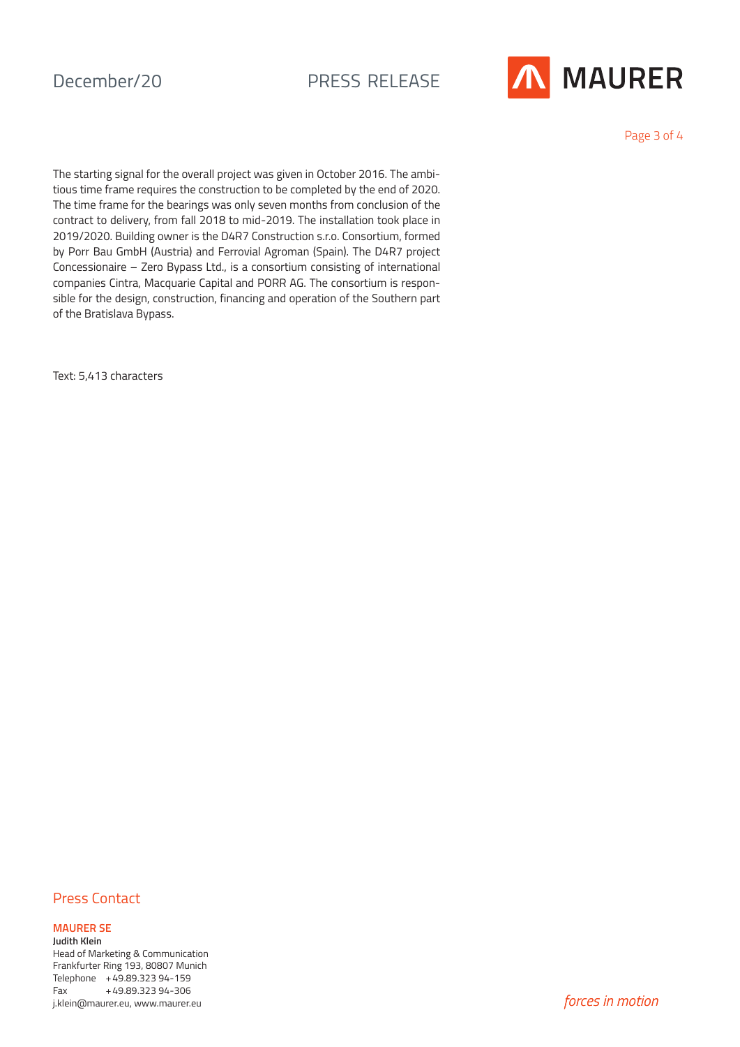The starting signal for the overall project was given in October 2016. The ambitious time frame requires the construction to be completed by the end of 2020. The time frame for the bearings was only seven months from conclusion of the contract to delivery, from fall 2018 to mid-2019. The installation took place in 2019/2020. Building owner is the D4R7 Construction s.r.o. Consortium, formed by Porr Bau GmbH (Austria) and Ferrovial Agroman (Spain). The D4R7 project Concessionaire – Zero Bypass Ltd., is a consortium consisting of international companies Cintra, Macquarie Capital and PORR AG. The consortium is responsible for the design, construction, financing and operation of the Southern part of the Bratislava Bypass.

Text: 5,413 characters

## Press Contact

**MAURER SE**
**Judith Klein**
Head of Marketing & Communication
Frankfurter Ring 193, 80807 Munich
Telephone +49.89.323 94-159
Fax +49.89.323 94-306
j.klein@maurer.eu, www.maurer.eu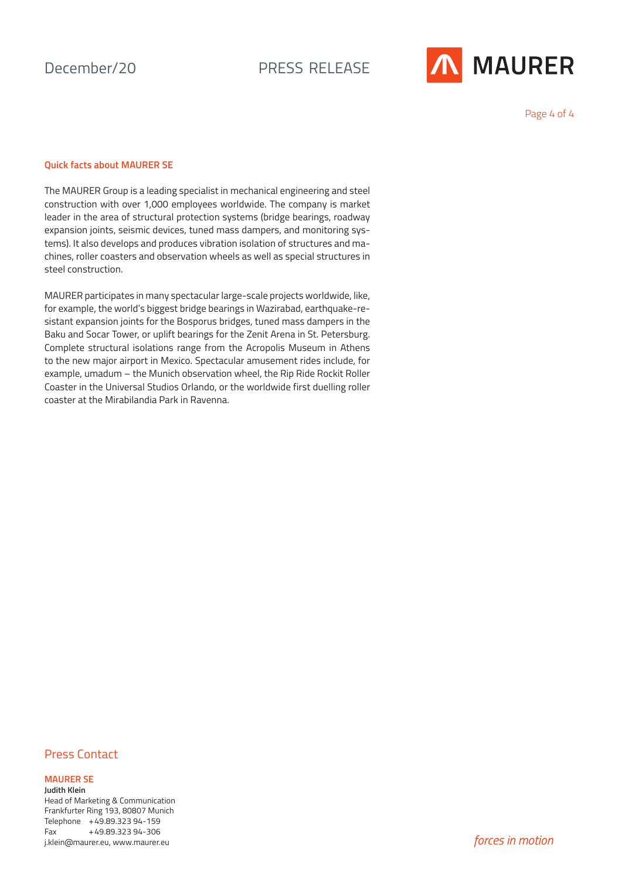## Quick facts about MAURER SE

The MAURER Group is a leading specialist in mechanical engineering and steel construction with over 1,000 employees worldwide. The company is market leader in the area of structural protection systems (bridge bearings, roadway expansion joints, seismic devices, tuned mass dampers, and monitoring systems). It also develops and produces vibration isolation of structures and machines, roller coasters and observation wheels as well as special structures in steel construction.

MAURER participates in many spectacular large-scale projects worldwide, like, for example, the world's biggest bridge bearings in Wazirabad, earthquake-resistant expansion joints for the Bosporus bridges, tuned mass dampers in the Baku and Socar Tower, or uplift bearings for the Zenit Arena in St. Petersburg. Complete structural isolations range from the Acropolis Museum in Athens to the new major airport in Mexico. Spectacular amusement rides include, for example, umadum – the Munich observation wheel, the Rip Ride Rockit Roller Coaster in the Universal Studios Orlando, or the worldwide first duelling roller coaster at the Mirabilandia Park in Ravenna.

## Press Contact

**MAURER SE**
**Judith Klein**
Head of Marketing & Communication
Frankfurter Ring 193, 80807 Munich
Telephone +49.89.323 94-159
Fax +49.89.323 94-306
j.klein@maurer.eu, www.maurer.eu

*forces in motion*